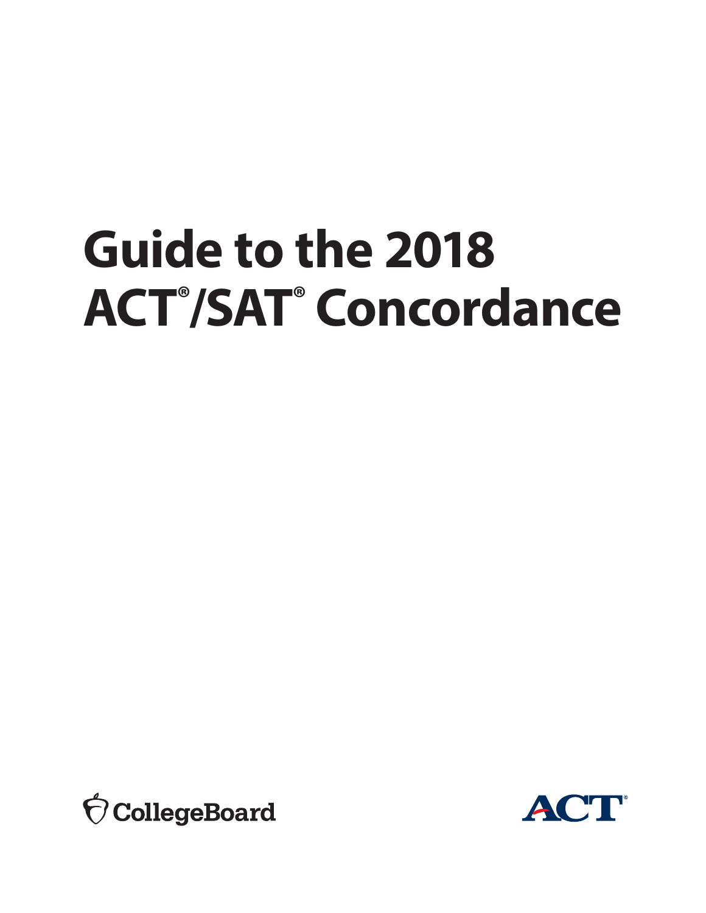# Guide to the 2018 ACT®/SAT® Concordance

CollegeBoard

ACT®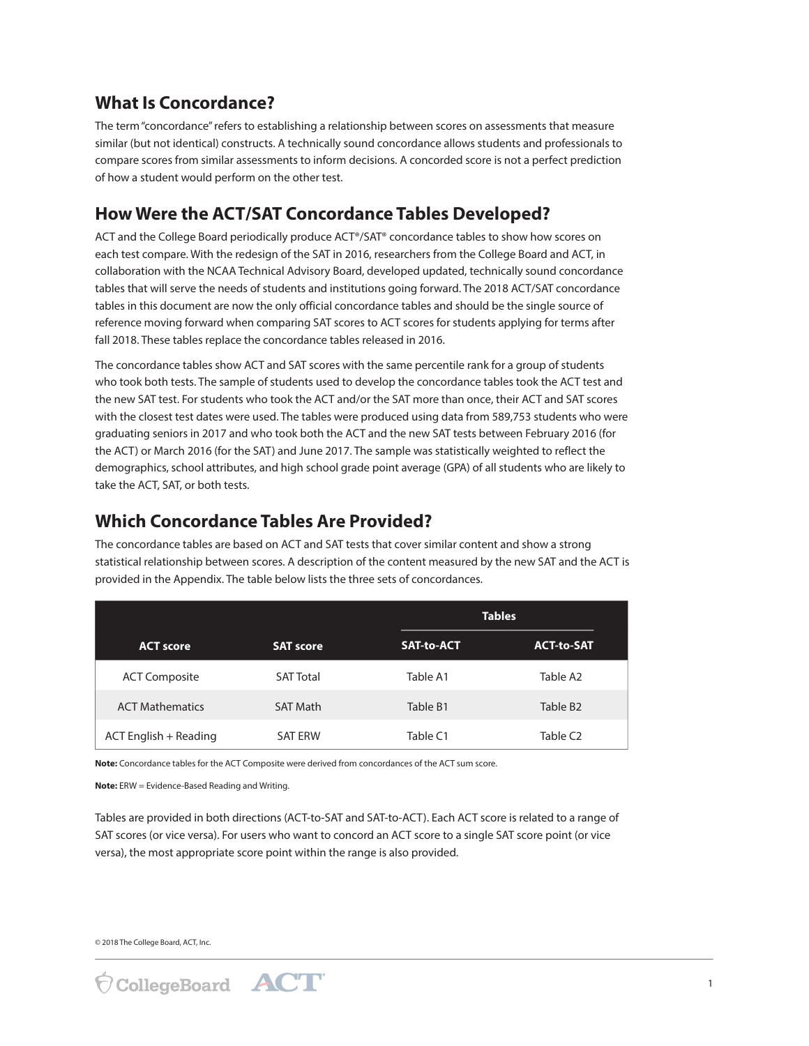## What Is Concordance?

The term "concordance" refers to establishing a relationship between scores on assessments that measure similar (but not identical) constructs. A technically sound concordance allows students and professionals to compare scores from similar assessments to inform decisions. A concorded score is not a perfect prediction of how a student would perform on the other test.

## How Were the ACT/SAT Concordance Tables Developed?

ACT and the College Board periodically produce ACT®/SAT® concordance tables to show how scores on each test compare. With the redesign of the SAT in 2016, researchers from the College Board and ACT, in collaboration with the NCAA Technical Advisory Board, developed updated, technically sound concordance tables that will serve the needs of students and institutions going forward. The 2018 ACT/SAT concordance tables in this document are now the only official concordance tables and should be the single source of reference moving forward when comparing SAT scores to ACT scores for students applying for terms after fall 2018. These tables replace the concordance tables released in 2016.

The concordance tables show ACT and SAT scores with the same percentile rank for a group of students who took both tests. The sample of students used to develop the concordance tables took the ACT test and the new SAT test. For students who took the ACT and/or the SAT more than once, their ACT and SAT scores with the closest test dates were used. The tables were produced using data from 589,753 students who were graduating seniors in 2017 and who took both the ACT and the new SAT tests between February 2016 (for the ACT) or March 2016 (for the SAT) and June 2017. The sample was statistically weighted to reflect the demographics, school attributes, and high school grade point average (GPA) of all students who are likely to take the ACT, SAT, or both tests.

## Which Concordance Tables Are Provided?

The concordance tables are based on ACT and SAT tests that cover similar content and show a strong statistical relationship between scores. A description of the content measured by the new SAT and the ACT is provided in the Appendix. The table below lists the three sets of concordances.

| | | Tables | |
|---|---|---|---|
| **ACT score** | **SAT score** | **SAT-to-ACT** | **ACT-to-SAT** |
| ACT Composite | SAT Total | Table A1 | Table A2 |
| ACT Mathematics | SAT Math | Table B1 | Table B2 |
| ACT English + Reading | SAT ERW | Table C1 | Table C2 |

**Note:** Concordance tables for the ACT Composite were derived from concordances of the ACT sum score.

**Note:** ERW = Evidence-Based Reading and Writing.

Tables are provided in both directions (ACT-to-SAT and SAT-to-ACT). Each ACT score is related to a range of SAT scores (or vice versa). For users who want to concord an ACT score to a single SAT score point (or vice versa), the most appropriate score point within the range is also provided.

© 2018 The College Board, ACT, Inc.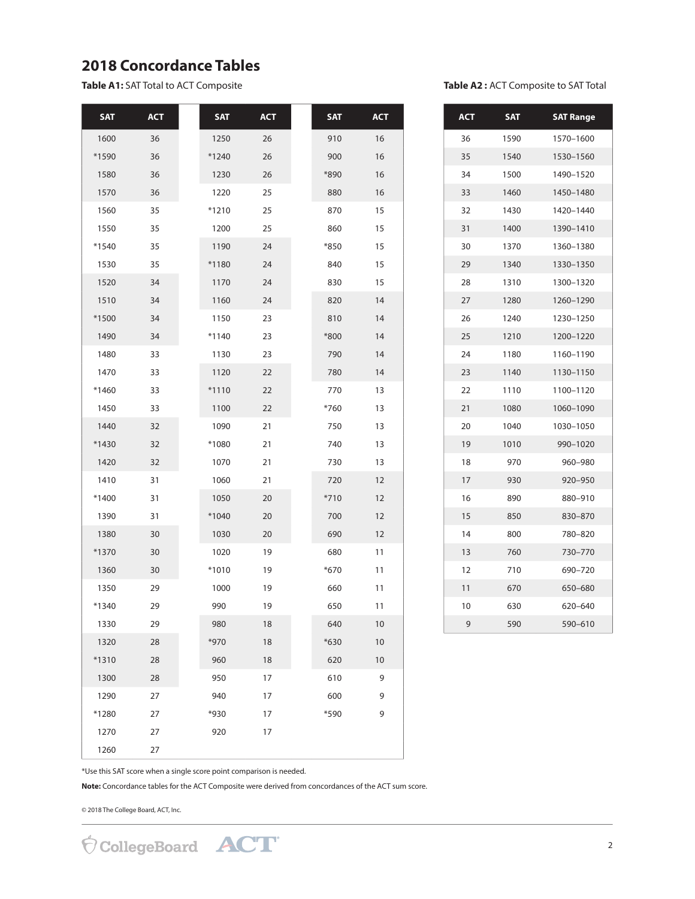# 2018 Concordance Tables

**Table A1:** SAT Total to ACT Composite

| SAT | ACT | SAT | ACT | SAT | ACT |
|---|---|---|---|---|---|
| 1600 | 36 | 1250 | 26 | 910 | 16 |
| *1590 | 36 | *1240 | 26 | 900 | 16 |
| 1580 | 36 | 1230 | 26 | *890 | 16 |
| 1570 | 36 | 1220 | 25 | 880 | 16 |
| 1560 | 35 | *1210 | 25 | 870 | 15 |
| 1550 | 35 | 1200 | 25 | 860 | 15 |
| *1540 | 35 | 1190 | 24 | *850 | 15 |
| 1530 | 35 | *1180 | 24 | 840 | 15 |
| 1520 | 34 | 1170 | 24 | 830 | 15 |
| 1510 | 34 | 1160 | 24 | 820 | 14 |
| *1500 | 34 | 1150 | 23 | 810 | 14 |
| 1490 | 34 | *1140 | 23 | *800 | 14 |
| 1480 | 33 | 1130 | 23 | 790 | 14 |
| 1470 | 33 | 1120 | 22 | 780 | 14 |
| *1460 | 33 | *1110 | 22 | 770 | 13 |
| 1450 | 33 | 1100 | 22 | *760 | 13 |
| 1440 | 32 | 1090 | 21 | 750 | 13 |
| *1430 | 32 | *1080 | 21 | 740 | 13 |
| 1420 | 32 | 1070 | 21 | 730 | 13 |
| 1410 | 31 | 1060 | 21 | 720 | 12 |
| *1400 | 31 | 1050 | 20 | *710 | 12 |
| 1390 | 31 | *1040 | 20 | 700 | 12 |
| 1380 | 30 | 1030 | 20 | 690 | 12 |
| *1370 | 30 | 1020 | 19 | 680 | 11 |
| 1360 | 30 | *1010 | 19 | *670 | 11 |
| 1350 | 29 | 1000 | 19 | 660 | 11 |
| *1340 | 29 | 990 | 19 | 650 | 11 |
| 1330 | 29 | 980 | 18 | 640 | 10 |
| 1320 | 28 | *970 | 18 | *630 | 10 |
| *1310 | 28 | 960 | 18 | 620 | 10 |
| 1300 | 28 | 950 | 17 | 610 | 9 |
| 1290 | 27 | 940 | 17 | 600 | 9 |
| *1280 | 27 | *930 | 17 | *590 | 9 |
| 1270 | 27 | 920 | 17 | | |
| 1260 | 27 | | | | |

**Table A2 :** ACT Composite to SAT Total

| ACT | SAT | SAT Range |
|---|---|---|
| 36 | 1590 | 1570–1600 |
| 35 | 1540 | 1530–1560 |
| 34 | 1500 | 1490–1520 |
| 33 | 1460 | 1450–1480 |
| 32 | 1430 | 1420–1440 |
| 31 | 1400 | 1390–1410 |
| 30 | 1370 | 1360–1380 |
| 29 | 1340 | 1330–1350 |
| 28 | 1310 | 1300–1320 |
| 27 | 1280 | 1260–1290 |
| 26 | 1240 | 1230–1250 |
| 25 | 1210 | 1200–1220 |
| 24 | 1180 | 1160–1190 |
| 23 | 1140 | 1130–1150 |
| 22 | 1110 | 1100–1120 |
| 21 | 1080 | 1060–1090 |
| 20 | 1040 | 1030–1050 |
| 19 | 1010 | 990–1020 |
| 18 | 970 | 960–980 |
| 17 | 930 | 920–950 |
| 16 | 890 | 880–910 |
| 15 | 850 | 830–870 |
| 14 | 800 | 780–820 |
| 13 | 760 | 730–770 |
| 12 | 710 | 690–720 |
| 11 | 670 | 650–680 |
| 10 | 630 | 620–640 |
| 9 | 590 | 590–610 |

*Use this SAT score when a single score point comparison is needed.

**Note:** Concordance tables for the ACT Composite were derived from concordances of the ACT sum score.

© 2018 The College Board, ACT, Inc.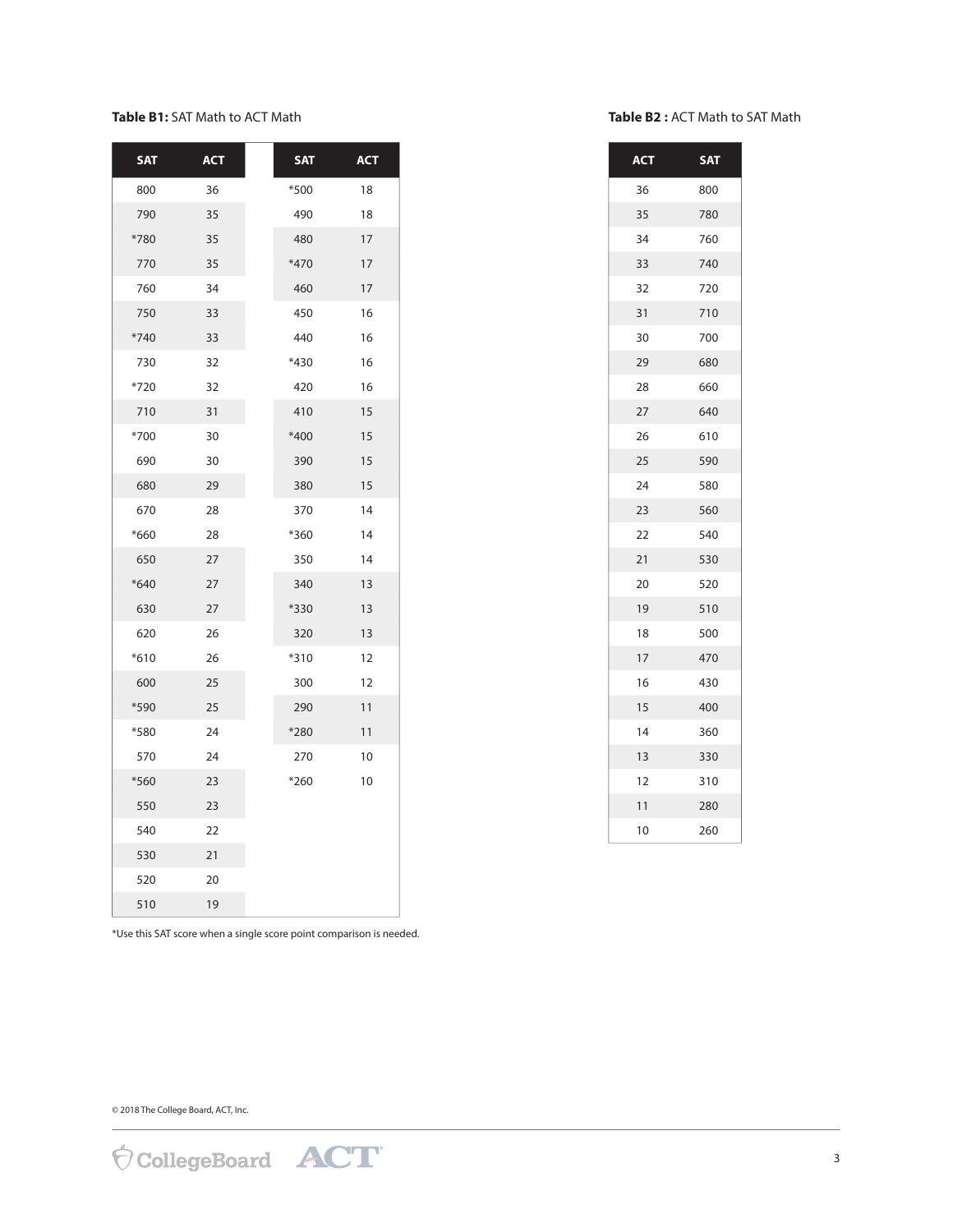**Table B1:** SAT Math to ACT Math

| SAT | ACT |
|---|---|
| 800 | 36 |
| 790 | 35 |
| *780 | 35 |
| 770 | 35 |
| 760 | 34 |
| 750 | 33 |
| *740 | 33 |
| 730 | 32 |
| *720 | 32 |
| 710 | 31 |
| *700 | 30 |
| 690 | 30 |
| 680 | 29 |
| 670 | 28 |
| *660 | 28 |
| 650 | 27 |
| *640 | 27 |
| 630 | 27 |
| 620 | 26 |
| *610 | 26 |
| 600 | 25 |
| *590 | 25 |
| *580 | 24 |
| 570 | 24 |
| *560 | 23 |
| 550 | 23 |
| 540 | 22 |
| 530 | 21 |
| 520 | 20 |
| 510 | 19 |
| *500 | 18 |
| 490 | 18 |
| 480 | 17 |
| *470 | 17 |
| 460 | 17 |
| 450 | 16 |
| 440 | 16 |
| *430 | 16 |
| 420 | 16 |
| 410 | 15 |
| *400 | 15 |
| 390 | 15 |
| 380 | 15 |
| 370 | 14 |
| *360 | 14 |
| 350 | 14 |
| 340 | 13 |
| *330 | 13 |
| 320 | 13 |
| *310 | 12 |
| 300 | 12 |
| 290 | 11 |
| *280 | 11 |
| 270 | 10 |
| *260 | 10 |

*Use this SAT score when a single score point comparison is needed.

**Table B2 :** ACT Math to SAT Math

| ACT | SAT |
|---|---|
| 36 | 800 |
| 35 | 780 |
| 34 | 760 |
| 33 | 740 |
| 32 | 720 |
| 31 | 710 |
| 30 | 700 |
| 29 | 680 |
| 28 | 660 |
| 27 | 640 |
| 26 | 610 |
| 25 | 590 |
| 24 | 580 |
| 23 | 560 |
| 22 | 540 |
| 21 | 530 |
| 20 | 520 |
| 19 | 510 |
| 18 | 500 |
| 17 | 470 |
| 16 | 430 |
| 15 | 400 |
| 14 | 360 |
| 13 | 330 |
| 12 | 310 |
| 11 | 280 |
| 10 | 260 |

© 2018 The College Board, ACT, Inc.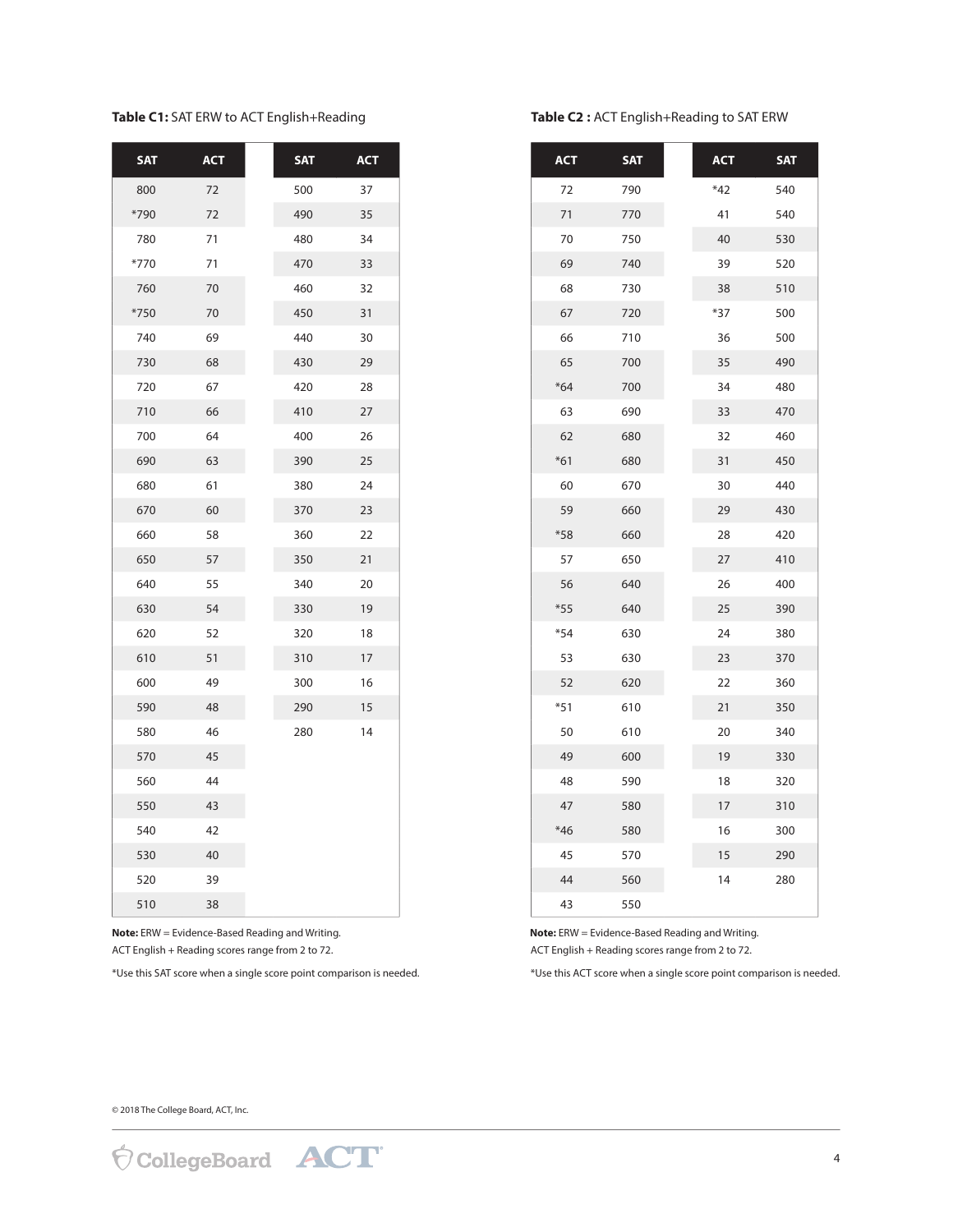**Table C1:** SAT ERW to ACT English+Reading

| SAT | ACT |
|---|---|
| 800 | 72 |
| *790 | 72 |
| 780 | 71 |
| *770 | 71 |
| 760 | 70 |
| *750 | 70 |
| 740 | 69 |
| 730 | 68 |
| 720 | 67 |
| 710 | 66 |
| 700 | 64 |
| 690 | 63 |
| 680 | 61 |
| 670 | 60 |
| 660 | 58 |
| 650 | 57 |
| 640 | 55 |
| 630 | 54 |
| 620 | 52 |
| 610 | 51 |
| 600 | 49 |
| 590 | 48 |
| 580 | 46 |
| 570 | 45 |
| 560 | 44 |
| 550 | 43 |
| 540 | 42 |
| 530 | 40 |
| 520 | 39 |
| 510 | 38 |
| 500 | 37 |
| 490 | 35 |
| 480 | 34 |
| 470 | 33 |
| 460 | 32 |
| 450 | 31 |
| 440 | 30 |
| 430 | 29 |
| 420 | 28 |
| 410 | 27 |
| 400 | 26 |
| 390 | 25 |
| 380 | 24 |
| 370 | 23 |
| 360 | 22 |
| 350 | 21 |
| 340 | 20 |
| 330 | 19 |
| 320 | 18 |
| 310 | 17 |
| 300 | 16 |
| 290 | 15 |
| 280 | 14 |

**Note:** ERW = Evidence-Based Reading and Writing.
ACT English + Reading scores range from 2 to 72.

*Use this SAT score when a single score point comparison is needed.

**Table C2 :** ACT English+Reading to SAT ERW

| ACT | SAT |
|---|---|
| 72 | 790 |
| 71 | 770 |
| 70 | 750 |
| 69 | 740 |
| 68 | 730 |
| 67 | 720 |
| 66 | 710 |
| 65 | 700 |
| *64 | 700 |
| 63 | 690 |
| 62 | 680 |
| *61 | 680 |
| 60 | 670 |
| 59 | 660 |
| *58 | 660 |
| 57 | 650 |
| 56 | 640 |
| *55 | 640 |
| *54 | 630 |
| 53 | 630 |
| 52 | 620 |
| *51 | 610 |
| 50 | 610 |
| 49 | 600 |
| 48 | 590 |
| 47 | 580 |
| *46 | 580 |
| 45 | 570 |
| 44 | 560 |
| 43 | 550 |
| *42 | 540 |
| 41 | 540 |
| 40 | 530 |
| 39 | 520 |
| 38 | 510 |
| *37 | 500 |
| 36 | 500 |
| 35 | 490 |
| 34 | 480 |
| 33 | 470 |
| 32 | 460 |
| 31 | 450 |
| 30 | 440 |
| 29 | 430 |
| 28 | 420 |
| 27 | 410 |
| 26 | 400 |
| 25 | 390 |
| 24 | 380 |
| 23 | 370 |
| 22 | 360 |
| 21 | 350 |
| 20 | 340 |
| 19 | 330 |
| 18 | 320 |
| 17 | 310 |
| 16 | 300 |
| 15 | 290 |
| 14 | 280 |

**Note:** ERW = Evidence-Based Reading and Writing.
ACT English + Reading scores range from 2 to 72.

*Use this ACT score when a single score point comparison is needed.

© 2018 The College Board, ACT, Inc.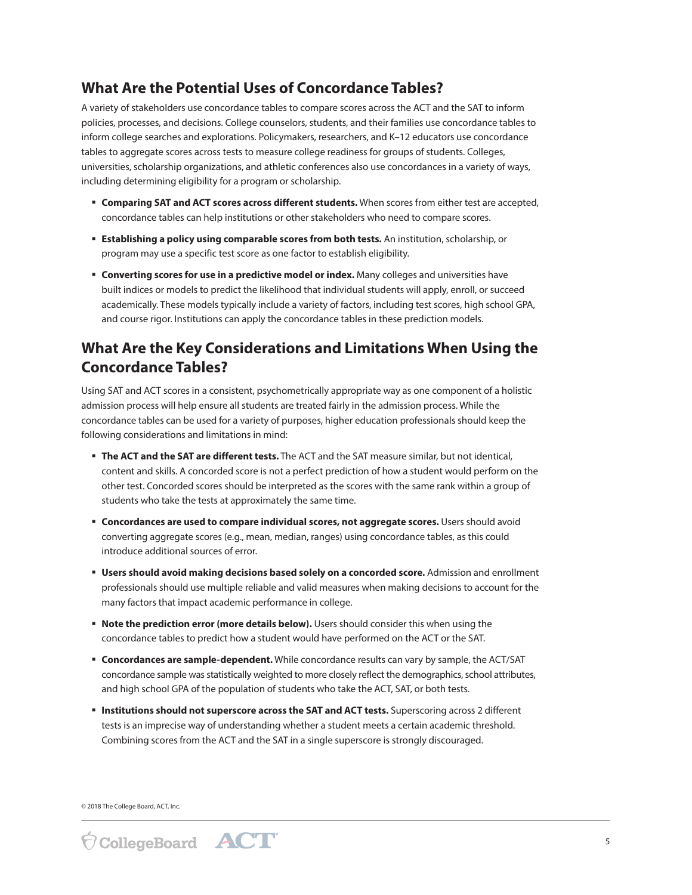## What Are the Potential Uses of Concordance Tables?

A variety of stakeholders use concordance tables to compare scores across the ACT and the SAT to inform policies, processes, and decisions. College counselors, students, and their families use concordance tables to inform college searches and explorations. Policymakers, researchers, and K–12 educators use concordance tables to aggregate scores across tests to measure college readiness for groups of students. Colleges, universities, scholarship organizations, and athletic conferences also use concordances in a variety of ways, including determining eligibility for a program or scholarship.

- **Comparing SAT and ACT scores across different students.** When scores from either test are accepted, concordance tables can help institutions or other stakeholders who need to compare scores.
- **Establishing a policy using comparable scores from both tests.** An institution, scholarship, or program may use a specific test score as one factor to establish eligibility.
- **Converting scores for use in a predictive model or index.** Many colleges and universities have built indices or models to predict the likelihood that individual students will apply, enroll, or succeed academically. These models typically include a variety of factors, including test scores, high school GPA, and course rigor. Institutions can apply the concordance tables in these prediction models.

## What Are the Key Considerations and Limitations When Using the Concordance Tables?

Using SAT and ACT scores in a consistent, psychometrically appropriate way as one component of a holistic admission process will help ensure all students are treated fairly in the admission process. While the concordance tables can be used for a variety of purposes, higher education professionals should keep the following considerations and limitations in mind:

- **The ACT and the SAT are different tests.** The ACT and the SAT measure similar, but not identical, content and skills. A concorded score is not a perfect prediction of how a student would perform on the other test. Concorded scores should be interpreted as the scores with the same rank within a group of students who take the tests at approximately the same time.
- **Concordances are used to compare individual scores, not aggregate scores.** Users should avoid converting aggregate scores (e.g., mean, median, ranges) using concordance tables, as this could introduce additional sources of error.
- **Users should avoid making decisions based solely on a concorded score.** Admission and enrollment professionals should use multiple reliable and valid measures when making decisions to account for the many factors that impact academic performance in college.
- **Note the prediction error (more details below).** Users should consider this when using the concordance tables to predict how a student would have performed on the ACT or the SAT.
- **Concordances are sample-dependent.** While concordance results can vary by sample, the ACT/SAT concordance sample was statistically weighted to more closely reflect the demographics, school attributes, and high school GPA of the population of students who take the ACT, SAT, or both tests.
- **Institutions should not superscore across the SAT and ACT tests.** Superscoring across 2 different tests is an imprecise way of understanding whether a student meets a certain academic threshold. Combining scores from the ACT and the SAT in a single superscore is strongly discouraged.

© 2018 The College Board, ACT, Inc.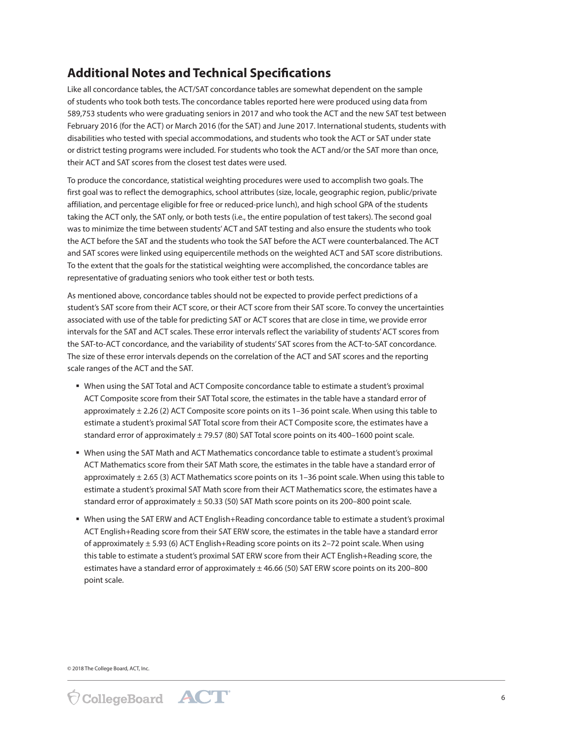## Additional Notes and Technical Specifications

Like all concordance tables, the ACT/SAT concordance tables are somewhat dependent on the sample of students who took both tests. The concordance tables reported here were produced using data from 589,753 students who were graduating seniors in 2017 and who took the ACT and the new SAT test between February 2016 (for the ACT) or March 2016 (for the SAT) and June 2017. International students, students with disabilities who tested with special accommodations, and students who took the ACT or SAT under state or district testing programs were included. For students who took the ACT and/or the SAT more than once, their ACT and SAT scores from the closest test dates were used.

To produce the concordance, statistical weighting procedures were used to accomplish two goals. The first goal was to reflect the demographics, school attributes (size, locale, geographic region, public/private affiliation, and percentage eligible for free or reduced-price lunch), and high school GPA of the students taking the ACT only, the SAT only, or both tests (i.e., the entire population of test takers). The second goal was to minimize the time between students' ACT and SAT testing and also ensure the students who took the ACT before the SAT and the students who took the SAT before the ACT were counterbalanced. The ACT and SAT scores were linked using equipercentile methods on the weighted ACT and SAT score distributions. To the extent that the goals for the statistical weighting were accomplished, the concordance tables are representative of graduating seniors who took either test or both tests.

As mentioned above, concordance tables should not be expected to provide perfect predictions of a student's SAT score from their ACT score, or their ACT score from their SAT score. To convey the uncertainties associated with use of the table for predicting SAT or ACT scores that are close in time, we provide error intervals for the SAT and ACT scales. These error intervals reflect the variability of students' ACT scores from the SAT-to-ACT concordance, and the variability of students' SAT scores from the ACT-to-SAT concordance. The size of these error intervals depends on the correlation of the ACT and SAT scores and the reporting scale ranges of the ACT and the SAT.

- When using the SAT Total and ACT Composite concordance table to estimate a student's proximal ACT Composite score from their SAT Total score, the estimates in the table have a standard error of approximately ± 2.26 (2) ACT Composite score points on its 1–36 point scale. When using this table to estimate a student's proximal SAT Total score from their ACT Composite score, the estimates have a standard error of approximately ± 79.57 (80) SAT Total score points on its 400–1600 point scale.
- When using the SAT Math and ACT Mathematics concordance table to estimate a student's proximal ACT Mathematics score from their SAT Math score, the estimates in the table have a standard error of approximately ± 2.65 (3) ACT Mathematics score points on its 1–36 point scale. When using this table to estimate a student's proximal SAT Math score from their ACT Mathematics score, the estimates have a standard error of approximately ± 50.33 (50) SAT Math score points on its 200–800 point scale.
- When using the SAT ERW and ACT English+Reading concordance table to estimate a student's proximal ACT English+Reading score from their SAT ERW score, the estimates in the table have a standard error of approximately ± 5.93 (6) ACT English+Reading score points on its 2–72 point scale. When using this table to estimate a student's proximal SAT ERW score from their ACT English+Reading score, the estimates have a standard error of approximately ± 46.66 (50) SAT ERW score points on its 200–800 point scale.

© 2018 The College Board, ACT, Inc.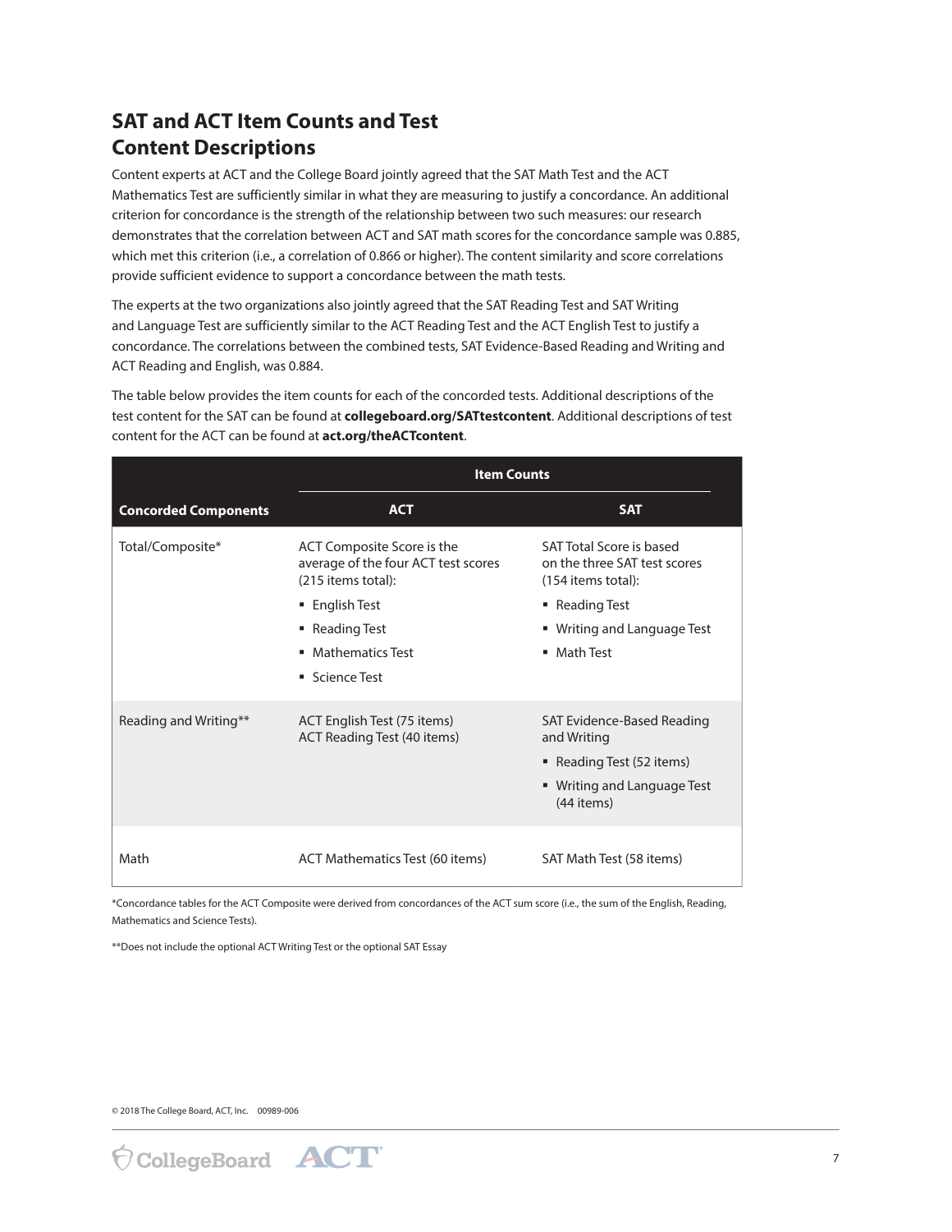## SAT and ACT Item Counts and Test Content Descriptions

Content experts at ACT and the College Board jointly agreed that the SAT Math Test and the ACT Mathematics Test are sufficiently similar in what they are measuring to justify a concordance. An additional criterion for concordance is the strength of the relationship between two such measures: our research demonstrates that the correlation between ACT and SAT math scores for the concordance sample was 0.885, which met this criterion (i.e., a correlation of 0.866 or higher). The content similarity and score correlations provide sufficient evidence to support a concordance between the math tests.

The experts at the two organizations also jointly agreed that the SAT Reading Test and SAT Writing and Language Test are sufficiently similar to the ACT Reading Test and the ACT English Test to justify a concordance. The correlations between the combined tests, SAT Evidence-Based Reading and Writing and ACT Reading and English, was 0.884.

The table below provides the item counts for each of the concorded tests. Additional descriptions of the test content for the SAT can be found at **collegeboard.org/SATtestcontent**. Additional descriptions of test content for the ACT can be found at **act.org/theACTcontent**.

| | Item Counts | |
|---|---|---|
| **Concorded Components** | **ACT** | **SAT** |
| Total/Composite* | ACT Composite Score is the average of the four ACT test scores (215 items total): <br>▪ English Test <br>▪ Reading Test <br>▪ Mathematics Test <br>▪ Science Test | SAT Total Score is based on the three SAT test scores (154 items total): <br>▪ Reading Test <br>▪ Writing and Language Test <br>▪ Math Test |
| Reading and Writing** | ACT English Test (75 items) <br>ACT Reading Test (40 items) | SAT Evidence-Based Reading and Writing <br>▪ Reading Test (52 items) <br>▪ Writing and Language Test (44 items) |
| Math | ACT Mathematics Test (60 items) | SAT Math Test (58 items) |

*Concordance tables for the ACT Composite were derived from concordances of the ACT sum score (i.e., the sum of the English, Reading, Mathematics and Science Tests).

**Does not include the optional ACT Writing Test or the optional SAT Essay

© 2018 The College Board, ACT, Inc. 00989-006